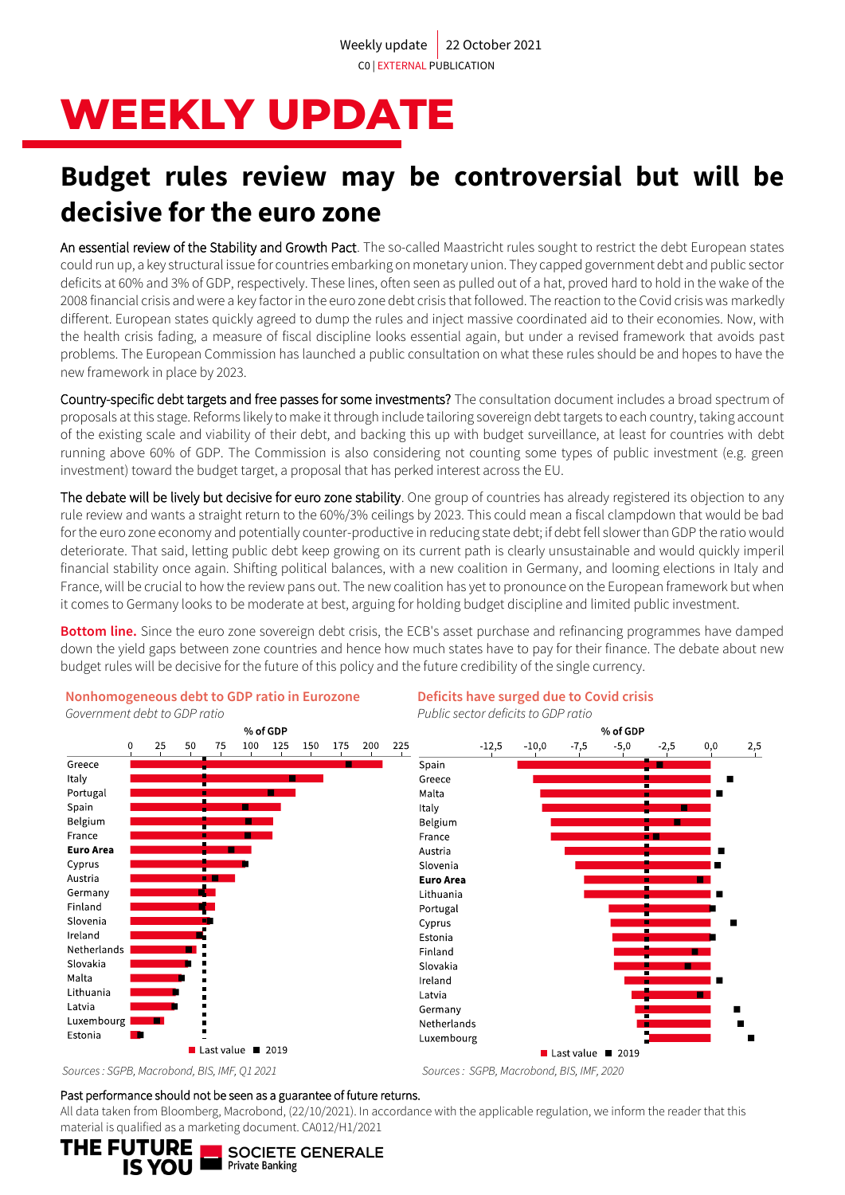Weekly update | 22 October 2021

C0 | EXTERNAL PUBLICATION

# WEEKLY UPDATE

## Budget rules review may be controversial but will be decisive for the euro zone

An essential review of the Stability and Growth Pact. The so-called Maastricht rules sought to restrict the debt European states could run up, a key structural issue for countries embarking on monetary union. They capped government debt and public sector deficits at 60% and 3% of GDP, respectively. These lines, often seen as pulled out of a hat, proved hard to hold in the wake of the 2008 financial crisis and were a key factor in the euro zone debt crisis that followed. The reaction to the Covid crisis was markedly different. European states quickly agreed to dump the rules and inject massive coordinated aid to their economies. Now, with the health crisis fading, a measure of fiscal discipline looks essential again, but under a revised framework that avoids past problems. The European Commission has launched a public consultation on what these rules should be and hopes to have the new framework in place by 2023.

Country-specific debt targets and free passes for some investments? The consultation document includes a broad spectrum of proposals at this stage. Reforms likely to make it through include tailoring sovereign debt targets to each country, taking account of the existing scale and viability of their debt, and backing this up with budget surveillance, at least for countries with debt running above 60% of GDP. The Commission is also considering not counting some types of public investment (e.g. green investment) toward the budget target, a proposal that has perked interest across the EU.

The debate will be lively but decisive for euro zone stability. One group of countries has already registered its objection to any rule review and wants a straight return to the 60%/3% ceilings by 2023. This could mean a fiscal clampdown that would be bad for the euro zone economy and potentially counter-productive in reducing state debt; if debt fell slower than GDP the ratio would deteriorate. That said, letting public debt keep growing on its current path is clearly unsustainable and would quickly imperil financial stability once again. Shifting political balances, with a new coalition in Germany, and looming elections in Italy and France, will be crucial to how the review pans out. The new coalition has yet to pronounce on the European framework but when it comes to Germany looks to be moderate at best, arguing for holding budget discipline and limited public investment.

**Bottom line.** Since the euro zone sovereign debt crisis, the ECB's asset purchase and refinancing programmes have damped down the yield gaps between zone countries and hence how much states have to pay for their finance. The debate about new budget rules will be decisive for the future of this policy and the future credibility of the single currency.

**Nonhomogeneous debt to GDP ratio in Eurozone**

*Government debt to GDP ratio*

Countries (% of GDP, Last value and 2019): Greece, Italy, Portugal, Spain, Belgium, France, **Euro Area**, Cyprus, Austria, Germany, Finland, Slovenia, Ireland, Netherlands, Slovakia, Malta, Lithuania, Latvia, Luxembourg, Estonia

Sources : SGPB, Macrobond, BIS, IMF, Q1 2021

**Deficits have surged due to Covid crisis**

*Public sector deficits to GDP ratio*

Countries (% of GDP, Last value and 2019): Spain, Greece, Malta, Italy, Belgium, France, Austria, Slovenia, **Euro Area**, Lithuania, Portugal, Cyprus, Estonia, Finland, Slovakia, Ireland, Latvia, Germany, Netherlands, Luxembourg

Sources : SGPB, Macrobond, BIS, IMF, 2020

Past performance should not be seen as a guarantee of future returns.

All data taken from Bloomberg, Macrobond, (22/10/2021). In accordance with the applicable regulation, we inform the reader that this material is qualified as a marketing document. CA012/H1/2021

THE FUTURE IS YOU — SOCIETE GENERALE Private Banking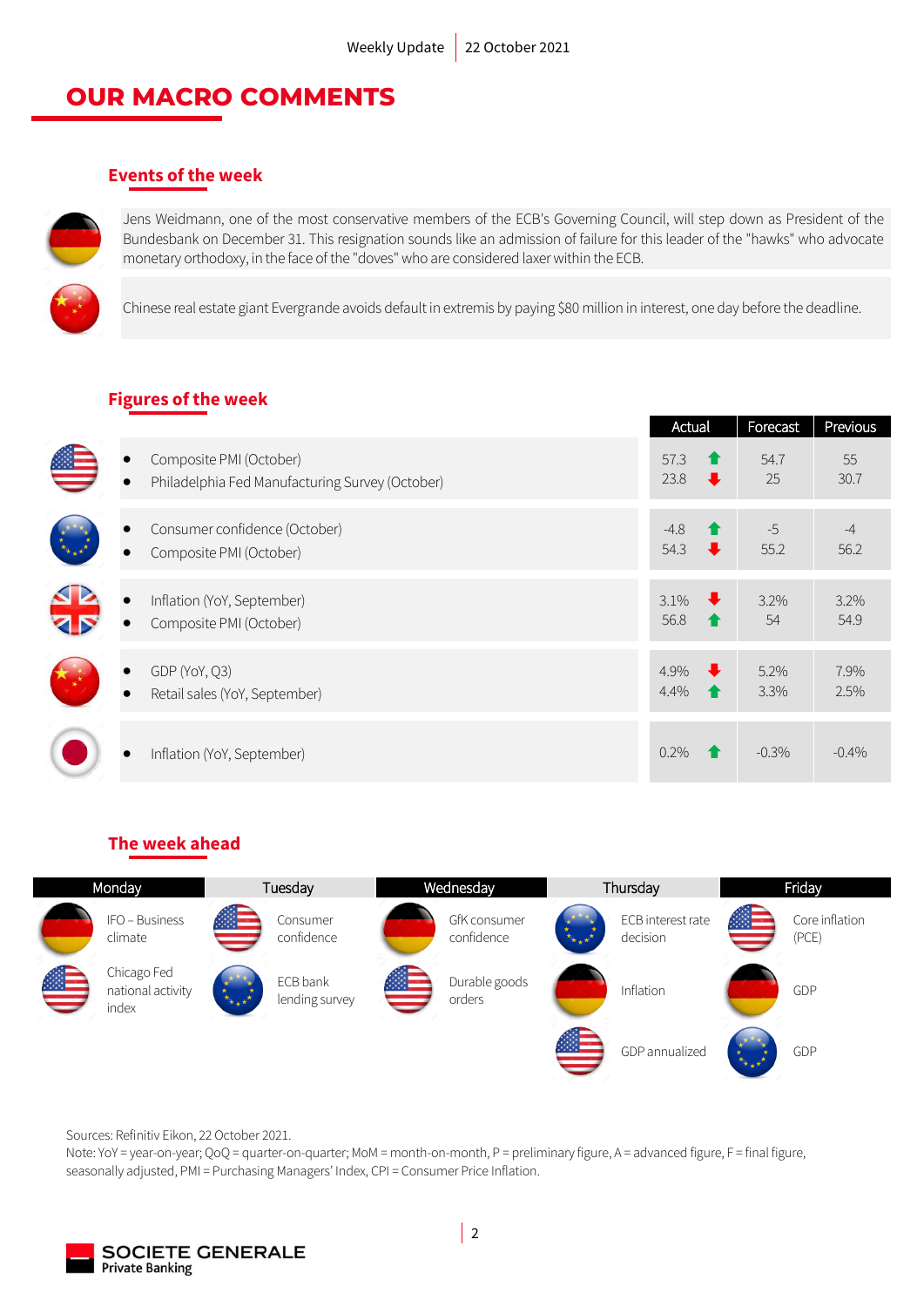# OUR MACRO COMMENTS

## Events of the week

Jens Weidmann, one of the most conservative members of the ECB's Governing Council, will step down as President of the Bundesbank on December 31. This resignation sounds like an admission of failure for this leader of the "hawks" who advocate monetary orthodoxy, in the face of the "doves" who are considered laxer within the ECB.

Chinese real estate giant Evergrande avoids default in extremis by paying $80 million in interest, one day before the deadline.

## Figures of the week

| | Indicator | Actual | | Forecast | Previous |
|---|---|---|---|---|---|
| US | Composite PMI (October) | 57.3 | ↑ | 54.7 | 55 |
| US | Philadelphia Fed Manufacturing Survey (October) | 23.8 | ↓ | 25 | 30.7 |
| Eurozone | Consumer confidence (October) | -4.8 | ↑ | -5 | -4 |
| Eurozone | Composite PMI (October) | 54.3 | ↓ | 55.2 | 56.2 |
| UK | Inflation (YoY, September) | 3.1% | ↓ | 3.2% | 3.2% |
| UK | Composite PMI (October) | 56.8 | ↑ | 54 | 54.9 |
| China | GDP (YoY, Q3) | 4.9% | ↓ | 5.2% | 7.9% |
| China | Retail sales (YoY, September) | 4.4% | ↑ | 3.3% | 2.5% |
| Japan | Inflation (YoY, September) | 0.2% | ↑ | -0.3% | -0.4% |

## The week ahead

| Monday | Tuesday | Wednesday | Thursday | Friday |
|---|---|---|---|---|
| Germany: IFO – Business climate | US: Consumer confidence | Germany: GfK consumer confidence | Eurozone: ECB interest rate decision | US: Core inflation (PCE) |
| US: Chicago Fed national activity index | Eurozone: ECB bank lending survey | US: Durable goods orders | Germany: Inflation | Germany: GDP |
| | | | US: GDP annualized | Eurozone: GDP |

Sources: Refinitiv Eikon, 22 October 2021.
Note: YoY = year-on-year; QoQ = quarter-on-quarter; MoM = month-on-month, P = preliminary figure, A = advanced figure, F = final figure, seasonally adjusted, PMI = Purchasing Managers' Index, CPI = Consumer Price Inflation.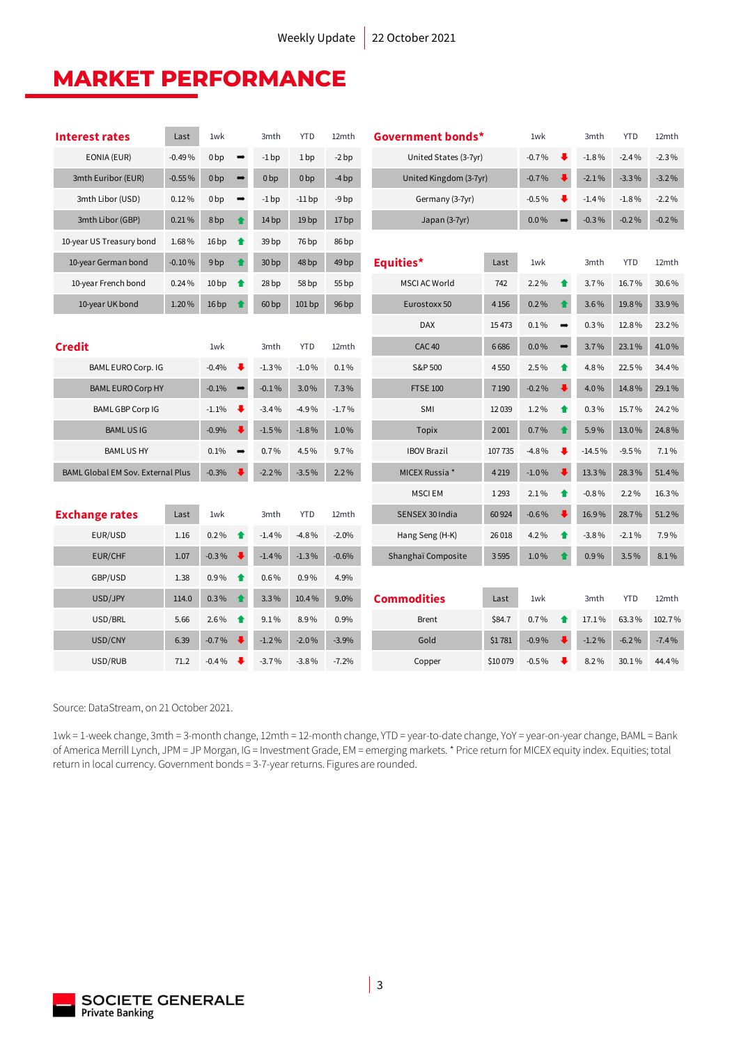# MARKET PERFORMANCE

| Interest rates | Last | 1wk | | 3mth | YTD | 12mth |
|---|---|---|---|---|---|---|
| EONIA (EUR) | -0.49 % | 0 bp | ➡ | -1 bp | 1 bp | -2 bp |
| 3mth Euribor (EUR) | -0.55 % | 0 bp | ➡ | 0 bp | 0 bp | -4 bp |
| 3mth Libor (USD) | 0.12 % | 0 bp | ➡ | -1 bp | -11 bp | -9 bp |
| 3mth Libor (GBP) | 0.21 % | 8 bp | ⬆ | 14 bp | 19 bp | 17 bp |
| 10-year US Treasury bond | 1.68 % | 16 bp | ⬆ | 39 bp | 76 bp | 86 bp |
| 10-year German bond | -0.10 % | 9 bp | ⬆ | 30 bp | 48 bp | 49 bp |
| 10-year French bond | 0.24 % | 10 bp | ⬆ | 28 bp | 58 bp | 55 bp |
| 10-year UK bond | 1.20 % | 16 bp | ⬆ | 60 bp | 101 bp | 96 bp |

| Credit | 1wk | | 3mth | YTD | 12mth |
|---|---|---|---|---|---|
| BAML EURO Corp. IG | -0.4% | ⬇ | -1.3 % | -1.0 % | 0.1 % |
| BAML EURO Corp HY | -0.1% | ➡ | -0.1 % | 3.0 % | 7.3 % |
| BAML GBP Corp IG | -1.1% | ⬇ | -3.4 % | -4.9 % | -1.7 % |
| BAML US IG | -0.9% | ⬇ | -1.5 % | -1.8 % | 1.0 % |
| BAML US HY | 0.1% | ➡ | 0.7 % | 4.5 % | 9.7 % |
| BAML Global EM Sov. External Plus | -0.3% | ⬇ | -2.2 % | -3.5 % | 2.2 % |

| Exchange rates | Last | 1wk | | 3mth | YTD | 12mth |
|---|---|---|---|---|---|---|
| EUR/USD | 1.16 | 0.2 % | ⬆ | -1.4 % | -4.8 % | -2.0% |
| EUR/CHF | 1.07 | -0.3 % | ⬇ | -1.4 % | -1.3 % | -0.6% |
| GBP/USD | 1.38 | 0.9 % | ⬆ | 0.6 % | 0.9 % | 4.9% |
| USD/JPY | 114.0 | 0.3 % | ⬆ | 3.3 % | 10.4 % | 9.0% |
| USD/BRL | 5.66 | 2.6 % | ⬆ | 9.1 % | 8.9 % | 0.9% |
| USD/CNY | 6.39 | -0.7 % | ⬇ | -1.2 % | -2.0 % | -3.9% |
| USD/RUB | 71.2 | -0.4 % | ⬇ | -3.7 % | -3.8 % | -7.2% |

| Government bonds* | 1wk | | 3mth | YTD | 12mth |
|---|---|---|---|---|---|
| United States (3-7yr) | -0.7 % | ⬇ | -1.8 % | -2.4 % | -2.3 % |
| United Kingdom (3-7yr) | -0.7 % | ⬇ | -2.1 % | -3.3 % | -3.2 % |
| Germany (3-7yr) | -0.5 % | ⬇ | -1.4 % | -1.8 % | -2.2 % |
| Japan (3-7yr) | 0.0 % | ➡ | -0.3 % | -0.2 % | -0.2 % |

| Equities* | Last | 1wk | | 3mth | YTD | 12mth |
|---|---|---|---|---|---|---|
| MSCI AC World | 742 | 2.2 % | ⬆ | 3.7 % | 16.7 % | 30.6 % |
| Eurostoxx 50 | 4 156 | 0.2 % | ⬆ | 3.6 % | 19.8 % | 33.9 % |
| DAX | 15 473 | 0.1 % | ➡ | 0.3 % | 12.8 % | 23.2 % |
| CAC 40 | 6 686 | 0.0 % | ➡ | 3.7 % | 23.1 % | 41.0 % |
| S&P 500 | 4 550 | 2.5 % | ⬆ | 4.8 % | 22.5 % | 34.4 % |
| FTSE 100 | 7 190 | -0.2 % | ⬇ | 4.0 % | 14.8 % | 29.1 % |
| SMI | 12 039 | 1.2 % | ⬆ | 0.3 % | 15.7 % | 24.2 % |
| Topix | 2 001 | 0.7 % | ⬆ | 5.9 % | 13.0 % | 24.8 % |
| IBOV Brazil | 107 735 | -4.8 % | ⬇ | -14.5 % | -9.5 % | 7.1 % |
| MICEX Russia * | 4 219 | -1.0 % | ⬇ | 13.3 % | 28.3 % | 51.4 % |
| MSCI EM | 1 293 | 2.1 % | ⬆ | -0.8 % | 2.2 % | 16.3 % |
| SENSEX 30 India | 60 924 | -0.6 % | ⬇ | 16.9 % | 28.7 % | 51.2 % |
| Hang Seng (H-K) | 26 018 | 4.2 % | ⬆ | -3.8 % | -2.1 % | 7.9 % |
| Shanghaï Composite | 3 595 | 1.0 % | ⬆ | 0.9 % | 3.5 % | 8.1 % |

| Commodities | Last | 1wk | | 3mth | YTD | 12mth |
|---|---|---|---|---|---|---|
| Brent | $84.7 | 0.7 % | ⬆ | 17.1 % | 63.3 % | 102.7 % |
| Gold | $1 781 | -0.9 % | ⬇ | -1.2 % | -6.2 % | -7.4 % |
| Copper | $10 079 | -0.5 % | ⬇ | 8.2 % | 30.1 % | 44.4 % |

Source: DataStream, on 21 October 2021.

1wk = 1-week change, 3mth = 3-month change, 12mth = 12-month change, YTD = year-to-date change, YoY = year-on-year change, BAML = Bank of America Merrill Lynch, JPM = JP Morgan, IG = Investment Grade, EM = emerging markets. * Price return for MICEX equity index. Equities; total return in local currency. Government bonds = 3-7-year returns. Figures are rounded.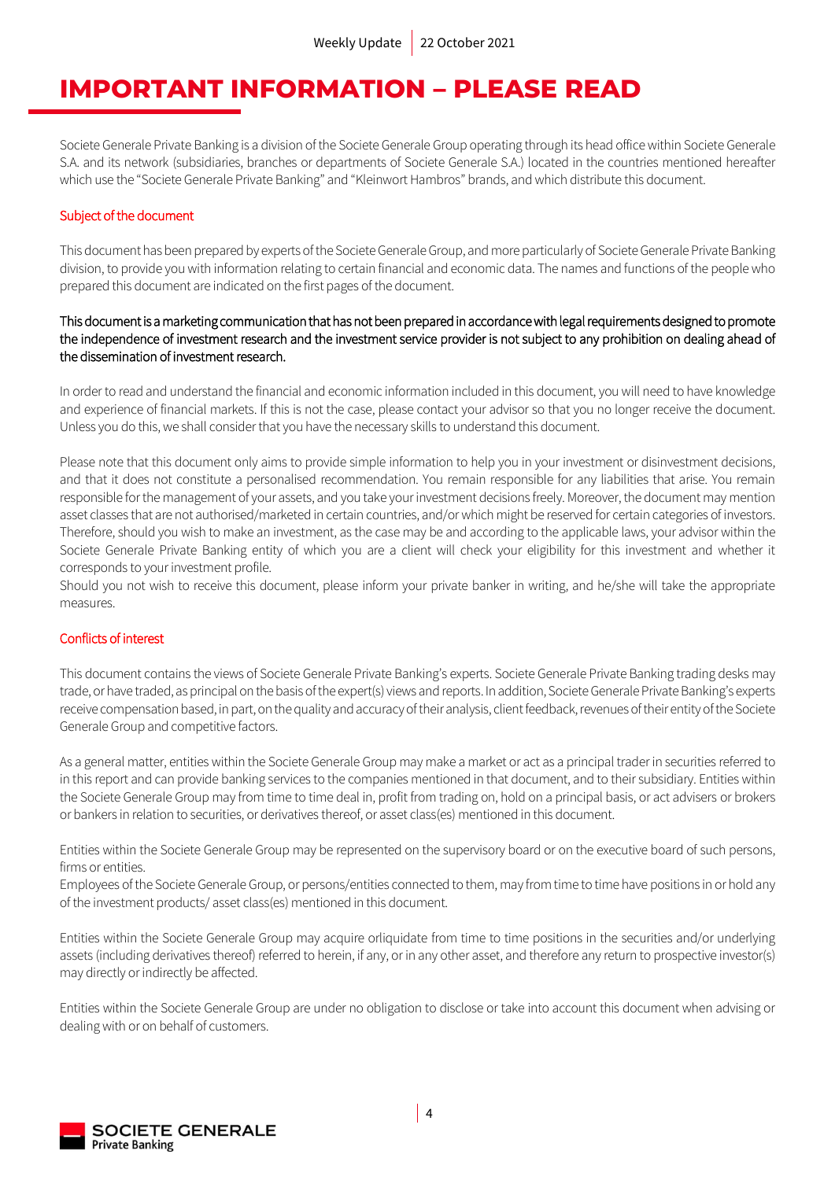# IMPORTANT INFORMATION – PLEASE READ

Societe Generale Private Banking is a division of the Societe Generale Group operating through its head office within Societe Generale S.A. and its network (subsidiaries, branches or departments of Societe Generale S.A.) located in the countries mentioned hereafter which use the "Societe Generale Private Banking" and "Kleinwort Hambros" brands, and which distribute this document.

## Subject of the document

This document has been prepared by experts of the Societe Generale Group, and more particularly of Societe Generale Private Banking division, to provide you with information relating to certain financial and economic data. The names and functions of the people who prepared this document are indicated on the first pages of the document.

This document is a marketing communication that has not been prepared in accordance with legal requirements designed to promote the independence of investment research and the investment service provider is not subject to any prohibition on dealing ahead of the dissemination of investment research.

In order to read and understand the financial and economic information included in this document, you will need to have knowledge and experience of financial markets. If this is not the case, please contact your advisor so that you no longer receive the document. Unless you do this, we shall consider that you have the necessary skills to understand this document.

Please note that this document only aims to provide simple information to help you in your investment or disinvestment decisions, and that it does not constitute a personalised recommendation. You remain responsible for any liabilities that arise. You remain responsible for the management of your assets, and you take your investment decisions freely. Moreover, the document may mention asset classes that are not authorised/marketed in certain countries, and/or which might be reserved for certain categories of investors. Therefore, should you wish to make an investment, as the case may be and according to the applicable laws, your advisor within the Societe Generale Private Banking entity of which you are a client will check your eligibility for this investment and whether it corresponds to your investment profile.
Should you not wish to receive this document, please inform your private banker in writing, and he/she will take the appropriate measures.

## Conflicts of interest

This document contains the views of Societe Generale Private Banking's experts. Societe Generale Private Banking trading desks may trade, or have traded, as principal on the basis of the expert(s) views and reports. In addition, Societe Generale Private Banking's experts receive compensation based, in part, on the quality and accuracy of their analysis, client feedback, revenues of their entity of the Societe Generale Group and competitive factors.

As a general matter, entities within the Societe Generale Group may make a market or act as a principal trader in securities referred to in this report and can provide banking services to the companies mentioned in that document, and to their subsidiary. Entities within the Societe Generale Group may from time to time deal in, profit from trading on, hold on a principal basis, or act advisers or brokers or bankers in relation to securities, or derivatives thereof, or asset class(es) mentioned in this document.

Entities within the Societe Generale Group may be represented on the supervisory board or on the executive board of such persons, firms or entities.
Employees of the Societe Generale Group, or persons/entities connected to them, may from time to time have positions in or hold any of the investment products/ asset class(es) mentioned in this document.

Entities within the Societe Generale Group may acquire orliquidate from time to time positions in the securities and/or underlying assets (including derivatives thereof) referred to herein, if any, or in any other asset, and therefore any return to prospective investor(s) may directly or indirectly be affected.

Entities within the Societe Generale Group are under no obligation to disclose or take into account this document when advising or dealing with or on behalf of customers.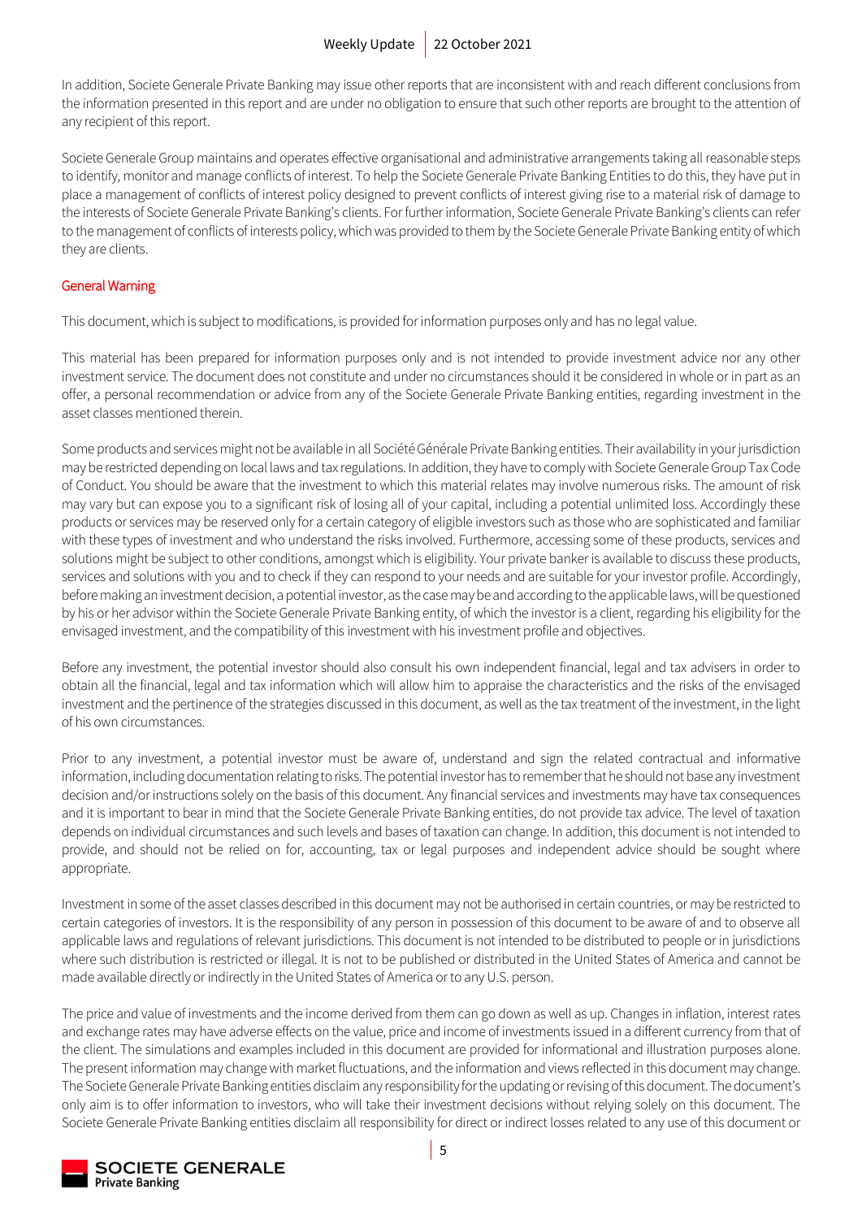In addition, Societe Generale Private Banking may issue other reports that are inconsistent with and reach different conclusions from the information presented in this report and are under no obligation to ensure that such other reports are brought to the attention of any recipient of this report.

Societe Generale Group maintains and operates effective organisational and administrative arrangements taking all reasonable steps to identify, monitor and manage conflicts of interest. To help the Societe Generale Private Banking Entities to do this, they have put in place a management of conflicts of interest policy designed to prevent conflicts of interest giving rise to a material risk of damage to the interests of Societe Generale Private Banking's clients. For further information, Societe Generale Private Banking's clients can refer to the management of conflicts of interests policy, which was provided to them by the Societe Generale Private Banking entity of which they are clients.

## General Warning

This document, which is subject to modifications, is provided for information purposes only and has no legal value.

This material has been prepared for information purposes only and is not intended to provide investment advice nor any other investment service. The document does not constitute and under no circumstances should it be considered in whole or in part as an offer, a personal recommendation or advice from any of the Societe Generale Private Banking entities, regarding investment in the asset classes mentioned therein.

Some products and services might not be available in all Société Générale Private Banking entities. Their availability in your jurisdiction may be restricted depending on local laws and tax regulations. In addition, they have to comply with Societe Generale Group Tax Code of Conduct. You should be aware that the investment to which this material relates may involve numerous risks. The amount of risk may vary but can expose you to a significant risk of losing all of your capital, including a potential unlimited loss. Accordingly these products or services may be reserved only for a certain category of eligible investors such as those who are sophisticated and familiar with these types of investment and who understand the risks involved. Furthermore, accessing some of these products, services and solutions might be subject to other conditions, amongst which is eligibility. Your private banker is available to discuss these products, services and solutions with you and to check if they can respond to your needs and are suitable for your investor profile. Accordingly, before making an investment decision, a potential investor, as the case may be and according to the applicable laws, will be questioned by his or her advisor within the Societe Generale Private Banking entity, of which the investor is a client, regarding his eligibility for the envisaged investment, and the compatibility of this investment with his investment profile and objectives.

Before any investment, the potential investor should also consult his own independent financial, legal and tax advisers in order to obtain all the financial, legal and tax information which will allow him to appraise the characteristics and the risks of the envisaged investment and the pertinence of the strategies discussed in this document, as well as the tax treatment of the investment, in the light of his own circumstances.

Prior to any investment, a potential investor must be aware of, understand and sign the related contractual and informative information, including documentation relating to risks. The potential investor has to remember that he should not base any investment decision and/or instructions solely on the basis of this document. Any financial services and investments may have tax consequences and it is important to bear in mind that the Societe Generale Private Banking entities, do not provide tax advice. The level of taxation depends on individual circumstances and such levels and bases of taxation can change. In addition, this document is not intended to provide, and should not be relied on for, accounting, tax or legal purposes and independent advice should be sought where appropriate.

Investment in some of the asset classes described in this document may not be authorised in certain countries, or may be restricted to certain categories of investors. It is the responsibility of any person in possession of this document to be aware of and to observe all applicable laws and regulations of relevant jurisdictions. This document is not intended to be distributed to people or in jurisdictions where such distribution is restricted or illegal. It is not to be published or distributed in the United States of America and cannot be made available directly or indirectly in the United States of America or to any U.S. person.

The price and value of investments and the income derived from them can go down as well as up. Changes in inflation, interest rates and exchange rates may have adverse effects on the value, price and income of investments issued in a different currency from that of the client. The simulations and examples included in this document are provided for informational and illustration purposes alone. The present information may change with market fluctuations, and the information and views reflected in this document may change. The Societe Generale Private Banking entities disclaim any responsibility for the updating or revising of this document. The document's only aim is to offer information to investors, who will take their investment decisions without relying solely on this document. The Societe Generale Private Banking entities disclaim all responsibility for direct or indirect losses related to any use of this document or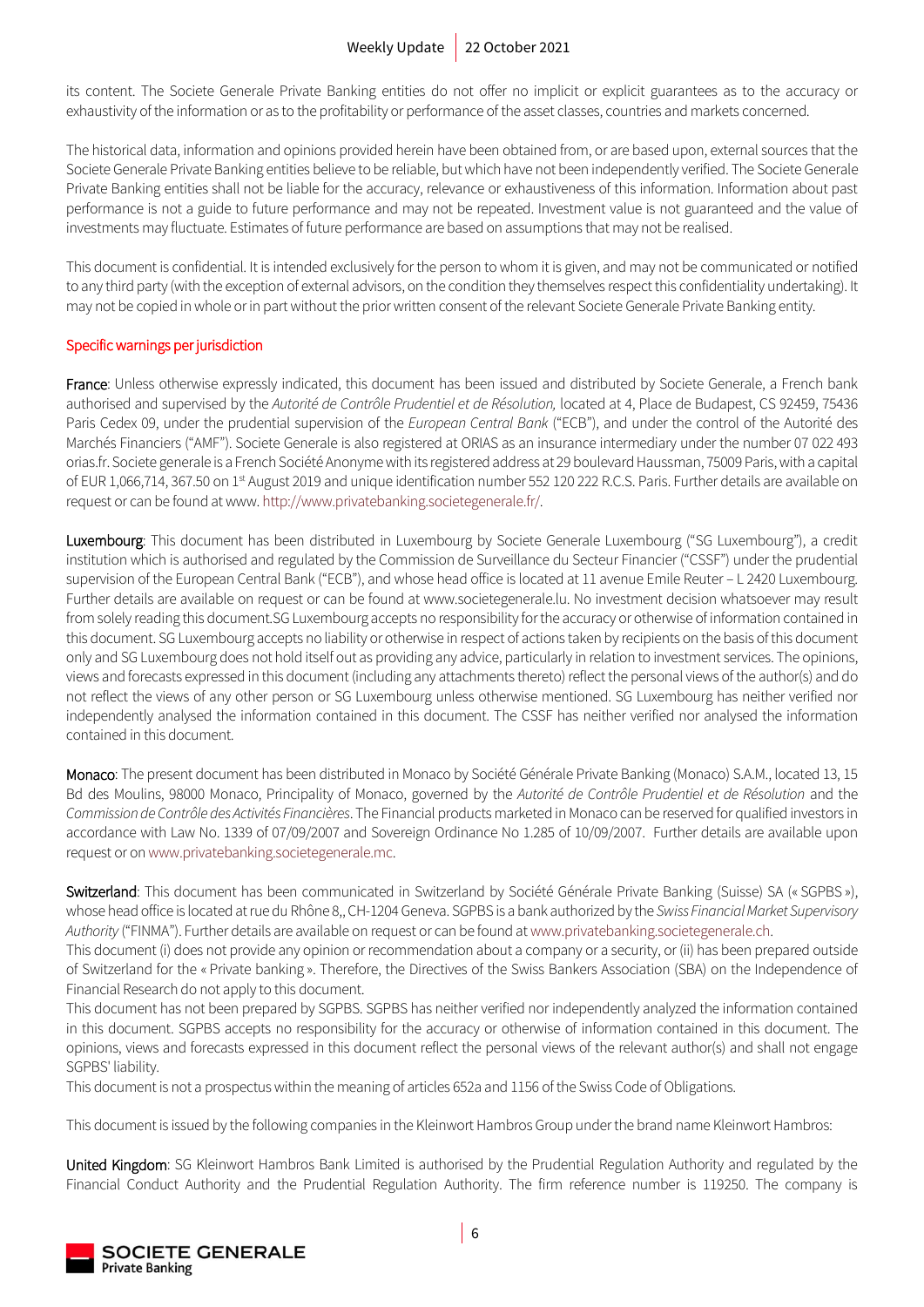its content. The Societe Generale Private Banking entities do not offer no implicit or explicit guarantees as to the accuracy or exhaustivity of the information or as to the profitability or performance of the asset classes, countries and markets concerned.

The historical data, information and opinions provided herein have been obtained from, or are based upon, external sources that the Societe Generale Private Banking entities believe to be reliable, but which have not been independently verified. The Societe Generale Private Banking entities shall not be liable for the accuracy, relevance or exhaustiveness of this information. Information about past performance is not a guide to future performance and may not be repeated. Investment value is not guaranteed and the value of investments may fluctuate. Estimates of future performance are based on assumptions that may not be realised.

This document is confidential. It is intended exclusively for the person to whom it is given, and may not be communicated or notified to any third party (with the exception of external advisors, on the condition they themselves respect this confidentiality undertaking). It may not be copied in whole or in part without the prior written consent of the relevant Societe Generale Private Banking entity.

## Specific warnings per jurisdiction

**France**: Unless otherwise expressly indicated, this document has been issued and distributed by Societe Generale, a French bank authorised and supervised by the *Autorité de Contrôle Prudentiel et de Résolution,* located at 4, Place de Budapest, CS 92459, 75436 Paris Cedex 09, under the prudential supervision of the *European Central Bank* ("ECB"), and under the control of the Autorité des Marchés Financiers ("AMF"). Societe Generale is also registered at ORIAS as an insurance intermediary under the number 07 022 493 orias.fr. Societe generale is a French Société Anonyme with its registered address at 29 boulevard Haussman, 75009 Paris, with a capital of EUR 1,066,714, 367.50 on 1st August 2019 and unique identification number 552 120 222 R.C.S. Paris. Further details are available on request or can be found at www. http://www.privatebanking.societegenerale.fr/.

**Luxembourg**: This document has been distributed in Luxembourg by Societe Generale Luxembourg ("SG Luxembourg"), a credit institution which is authorised and regulated by the Commission de Surveillance du Secteur Financier ("CSSF") under the prudential supervision of the European Central Bank ("ECB"), and whose head office is located at 11 avenue Emile Reuter – L 2420 Luxembourg. Further details are available on request or can be found at www.societegenerale.lu. No investment decision whatsoever may result from solely reading this document.SG Luxembourg accepts no responsibility for the accuracy or otherwise of information contained in this document. SG Luxembourg accepts no liability or otherwise in respect of actions taken by recipients on the basis of this document only and SG Luxembourg does not hold itself out as providing any advice, particularly in relation to investment services. The opinions, views and forecasts expressed in this document (including any attachments thereto) reflect the personal views of the author(s) and do not reflect the views of any other person or SG Luxembourg unless otherwise mentioned. SG Luxembourg has neither verified nor independently analysed the information contained in this document. The CSSF has neither verified nor analysed the information contained in this document.

**Monaco**: The present document has been distributed in Monaco by Société Générale Private Banking (Monaco) S.A.M., located 13, 15 Bd des Moulins, 98000 Monaco, Principality of Monaco, governed by the *Autorité de Contrôle Prudentiel et de Résolution* and the *Commission de Contrôle des Activités Financières*. The Financial products marketed in Monaco can be reserved for qualified investors in accordance with Law No. 1339 of 07/09/2007 and Sovereign Ordinance No 1.285 of 10/09/2007. Further details are available upon request or on www.privatebanking.societegenerale.mc.

**Switzerland**: This document has been communicated in Switzerland by Société Générale Private Banking (Suisse) SA (« SGPBS »), whose head office is located at rue du Rhône 8,, CH-1204 Geneva. SGPBS is a bank authorized by the *Swiss Financial Market Supervisory Authority* ("FINMA"). Further details are available on request or can be found at www.privatebanking.societegenerale.ch.
This document (i) does not provide any opinion or recommendation about a company or a security, or (ii) has been prepared outside of Switzerland for the « Private banking ». Therefore, the Directives of the Swiss Bankers Association (SBA) on the Independence of Financial Research do not apply to this document.
This document has not been prepared by SGPBS. SGPBS has neither verified nor independently analyzed the information contained in this document. SGPBS accepts no responsibility for the accuracy or otherwise of information contained in this document. The opinions, views and forecasts expressed in this document reflect the personal views of the relevant author(s) and shall not engage SGPBS' liability.
This document is not a prospectus within the meaning of articles 652a and 1156 of the Swiss Code of Obligations.

This document is issued by the following companies in the Kleinwort Hambros Group under the brand name Kleinwort Hambros:

**United Kingdom**: SG Kleinwort Hambros Bank Limited is authorised by the Prudential Regulation Authority and regulated by the Financial Conduct Authority and the Prudential Regulation Authority. The firm reference number is 119250. The company is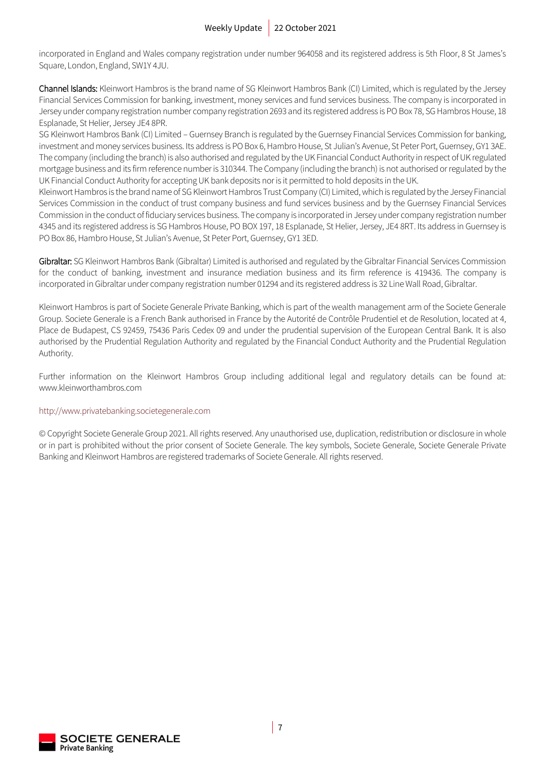incorporated in England and Wales company registration under number 964058 and its registered address is 5th Floor, 8 St James's Square, London, England, SW1Y 4JU.

**Channel Islands:** Kleinwort Hambros is the brand name of SG Kleinwort Hambros Bank (CI) Limited, which is regulated by the Jersey Financial Services Commission for banking, investment, money services and fund services business. The company is incorporated in Jersey under company registration number company registration 2693 and its registered address is PO Box 78, SG Hambros House, 18 Esplanade, St Helier, Jersey JE4 8PR.
SG Kleinwort Hambros Bank (CI) Limited – Guernsey Branch is regulated by the Guernsey Financial Services Commission for banking, investment and money services business. Its address is PO Box 6, Hambro House, St Julian's Avenue, St Peter Port, Guernsey, GY1 3AE. The company (including the branch) is also authorised and regulated by the UK Financial Conduct Authority in respect of UK regulated mortgage business and its firm reference number is 310344. The Company (including the branch) is not authorised or regulated by the UK Financial Conduct Authority for accepting UK bank deposits nor is it permitted to hold deposits in the UK.
Kleinwort Hambros is the brand name of SG Kleinwort Hambros Trust Company (CI) Limited, which is regulated by the Jersey Financial Services Commission in the conduct of trust company business and fund services business and by the Guernsey Financial Services Commission in the conduct of fiduciary services business. The company is incorporated in Jersey under company registration number 4345 and its registered address is SG Hambros House, PO BOX 197, 18 Esplanade, St Helier, Jersey, JE4 8RT. Its address in Guernsey is PO Box 86, Hambro House, St Julian's Avenue, St Peter Port, Guernsey, GY1 3ED.

**Gibraltar:** SG Kleinwort Hambros Bank (Gibraltar) Limited is authorised and regulated by the Gibraltar Financial Services Commission for the conduct of banking, investment and insurance mediation business and its firm reference is 419436. The company is incorporated in Gibraltar under company registration number 01294 and its registered address is 32 Line Wall Road, Gibraltar.

Kleinwort Hambros is part of Societe Generale Private Banking, which is part of the wealth management arm of the Societe Generale Group. Societe Generale is a French Bank authorised in France by the Autorité de Contrôle Prudentiel et de Resolution, located at 4, Place de Budapest, CS 92459, 75436 Paris Cedex 09 and under the prudential supervision of the European Central Bank. It is also authorised by the Prudential Regulation Authority and regulated by the Financial Conduct Authority and the Prudential Regulation Authority.

Further information on the Kleinwort Hambros Group including additional legal and regulatory details can be found at: www.kleinworthambros.com

http://www.privatebanking.societegenerale.com

© Copyright Societe Generale Group 2021. All rights reserved. Any unauthorised use, duplication, redistribution or disclosure in whole or in part is prohibited without the prior consent of Societe Generale. The key symbols, Societe Generale, Societe Generale Private Banking and Kleinwort Hambros are registered trademarks of Societe Generale. All rights reserved.